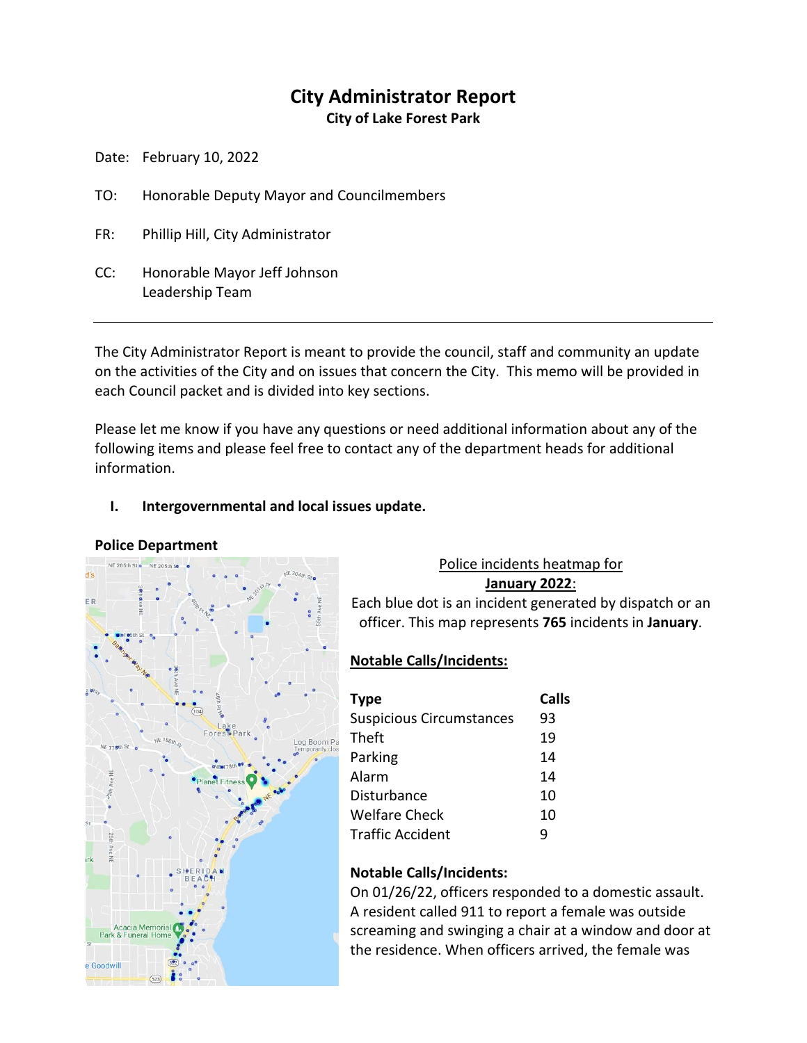# City Administrator Report

**City of Lake Forest Park**

Date: February 10, 2022

TO: Honorable Deputy Mayor and Councilmembers

FR: Phillip Hill, City Administrator

CC: Honorable Mayor Jeff Johnson
Leadership Team

---

The City Administrator Report is meant to provide the council, staff and community an update on the activities of the City and on issues that concern the City. This memo will be provided in each Council packet and is divided into key sections.

Please let me know if you have any questions or need additional information about any of the following items and please feel free to contact any of the department heads for additional information.

## I. Intergovernmental and local issues update.

### Police Department

<u>Police incidents heatmap for **January 2022**</u>:

Each blue dot is an incident generated by dispatch or an officer. This map represents **765** incidents in **January**.

**<u>Notable Calls/Incidents:</u>**

| Type | Calls |
| --- | --- |
| Suspicious Circumstances | 93 |
| Theft | 19 |
| Parking | 14 |
| Alarm | 14 |
| Disturbance | 10 |
| Welfare Check | 10 |
| Traffic Accident | 9 |

**Notable Calls/Incidents:**

On 01/26/22, officers responded to a domestic assault. A resident called 911 to report a female was outside screaming and swinging a chair at a window and door at the residence. When officers arrived, the female was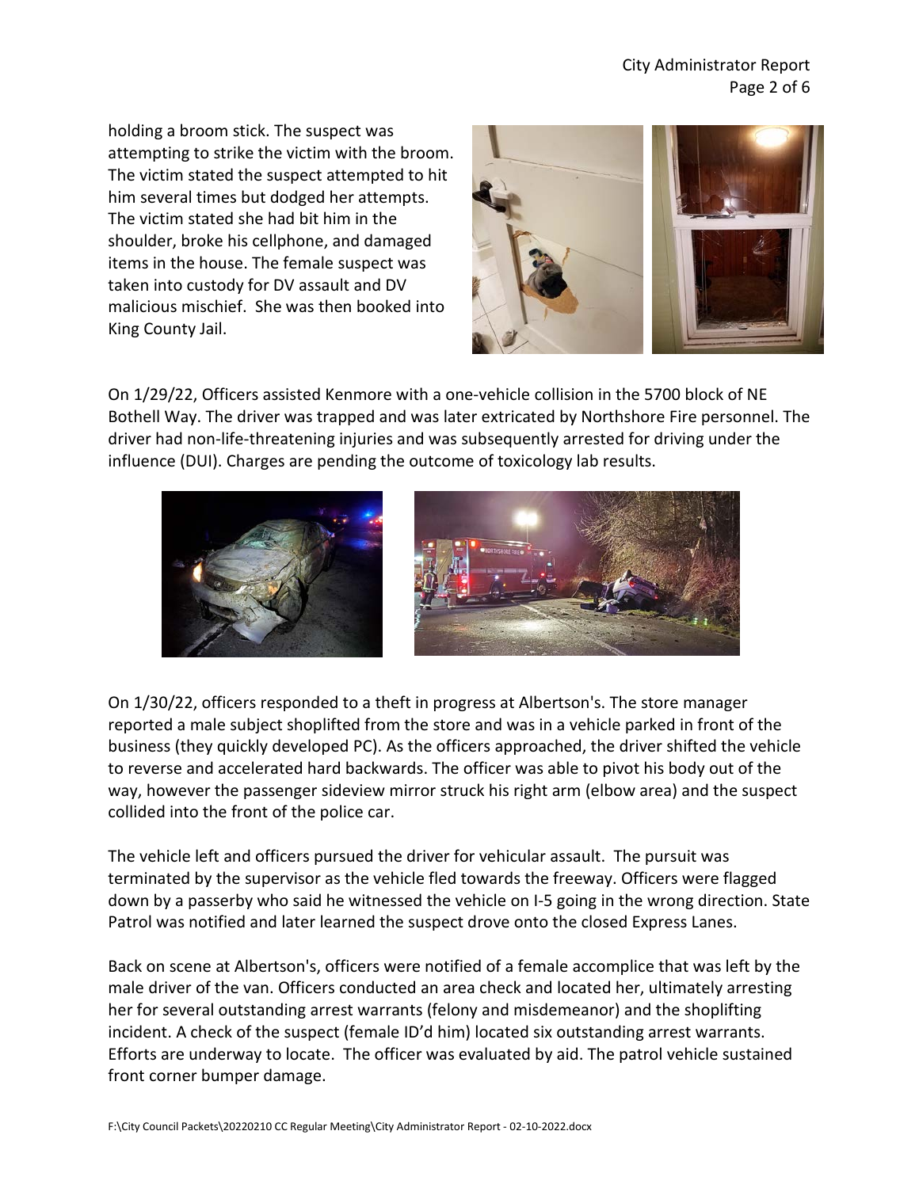holding a broom stick. The suspect was attempting to strike the victim with the broom. The victim stated the suspect attempted to hit him several times but dodged her attempts. The victim stated she had bit him in the shoulder, broke his cellphone, and damaged items in the house. The female suspect was taken into custody for DV assault and DV malicious mischief. She was then booked into King County Jail.

On 1/29/22, Officers assisted Kenmore with a one-vehicle collision in the 5700 block of NE Bothell Way. The driver was trapped and was later extricated by Northshore Fire personnel. The driver had non-life-threatening injuries and was subsequently arrested for driving under the influence (DUI). Charges are pending the outcome of toxicology lab results.

On 1/30/22, officers responded to a theft in progress at Albertson's. The store manager reported a male subject shoplifted from the store and was in a vehicle parked in front of the business (they quickly developed PC). As the officers approached, the driver shifted the vehicle to reverse and accelerated hard backwards. The officer was able to pivot his body out of the way, however the passenger sideview mirror struck his right arm (elbow area) and the suspect collided into the front of the police car.

The vehicle left and officers pursued the driver for vehicular assault. The pursuit was terminated by the supervisor as the vehicle fled towards the freeway. Officers were flagged down by a passerby who said he witnessed the vehicle on I-5 going in the wrong direction. State Patrol was notified and later learned the suspect drove onto the closed Express Lanes.

Back on scene at Albertson's, officers were notified of a female accomplice that was left by the male driver of the van. Officers conducted an area check and located her, ultimately arresting her for several outstanding arrest warrants (felony and misdemeanor) and the shoplifting incident. A check of the suspect (female ID'd him) located six outstanding arrest warrants. Efforts are underway to locate. The officer was evaluated by aid. The patrol vehicle sustained front corner bumper damage.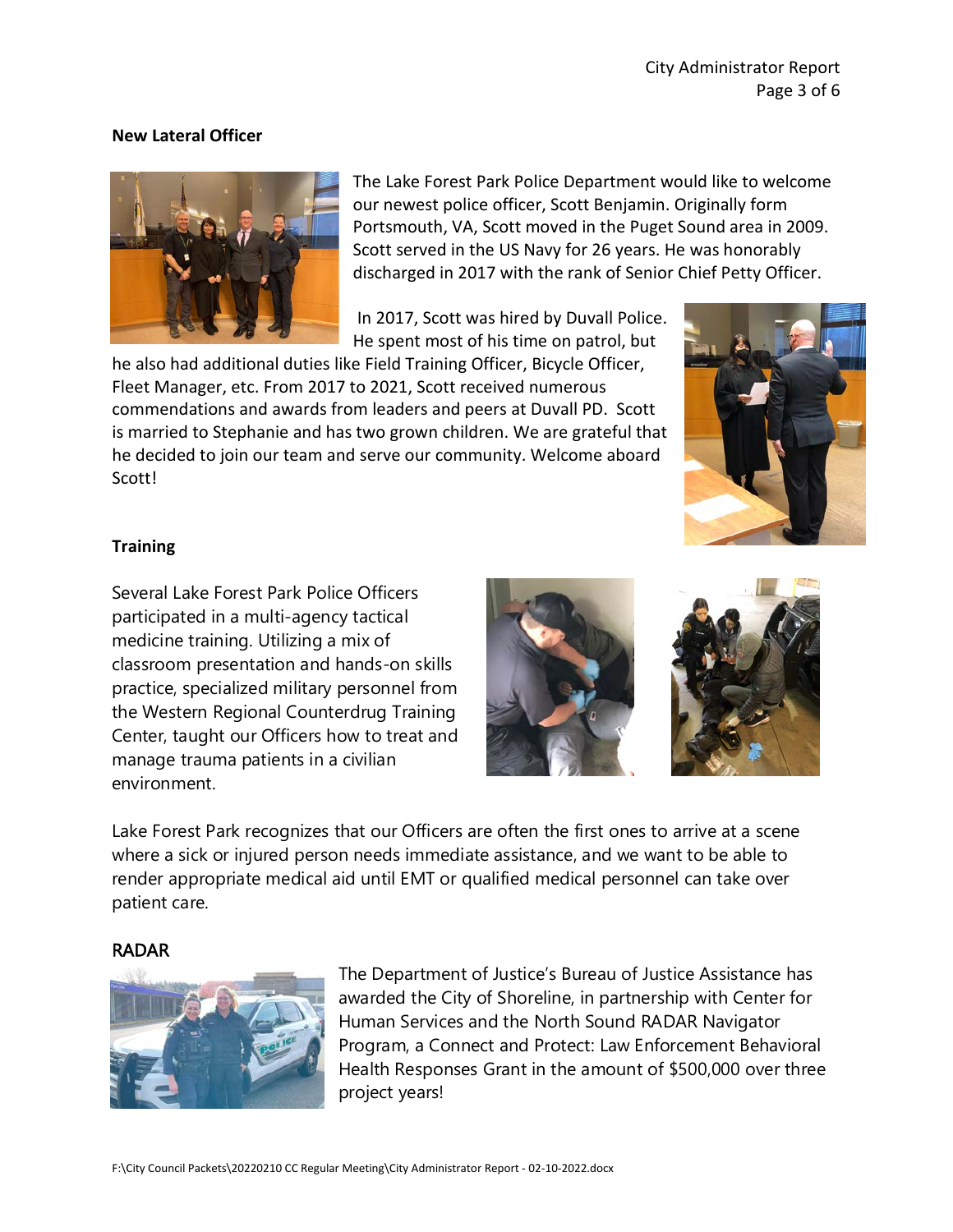### New Lateral Officer

The Lake Forest Park Police Department would like to welcome our newest police officer, Scott Benjamin. Originally form Portsmouth, VA, Scott moved in the Puget Sound area in 2009. Scott served in the US Navy for 26 years. He was honorably discharged in 2017 with the rank of Senior Chief Petty Officer.

In 2017, Scott was hired by Duvall Police. He spent most of his time on patrol, but he also had additional duties like Field Training Officer, Bicycle Officer, Fleet Manager, etc. From 2017 to 2021, Scott received numerous commendations and awards from leaders and peers at Duvall PD. Scott is married to Stephanie and has two grown children. We are grateful that he decided to join our team and serve our community. Welcome aboard Scott!

### Training

Several Lake Forest Park Police Officers participated in a multi-agency tactical medicine training. Utilizing a mix of classroom presentation and hands-on skills practice, specialized military personnel from the Western Regional Counterdrug Training Center, taught our Officers how to treat and manage trauma patients in a civilian environment.

Lake Forest Park recognizes that our Officers are often the first ones to arrive at a scene where a sick or injured person needs immediate assistance, and we want to be able to render appropriate medical aid until EMT or qualified medical personnel can take over patient care.

### RADAR

The Department of Justice's Bureau of Justice Assistance has awarded the City of Shoreline, in partnership with Center for Human Services and the North Sound RADAR Navigator Program, a Connect and Protect: Law Enforcement Behavioral Health Responses Grant in the amount of $500,000 over three project years!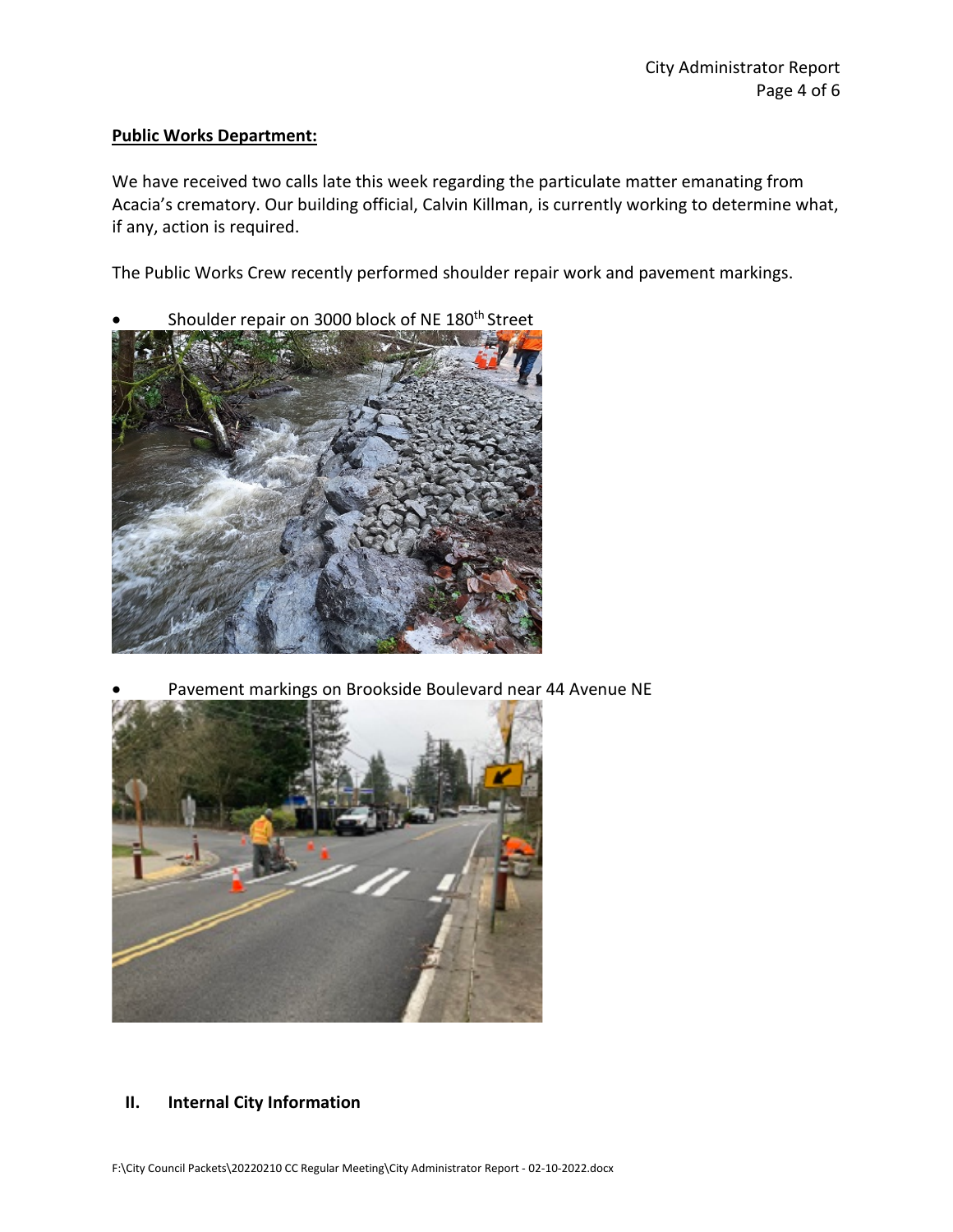**Public Works Department:**

We have received two calls late this week regarding the particulate matter emanating from Acacia's crematory. Our building official, Calvin Killman, is currently working to determine what, if any, action is required.

The Public Works Crew recently performed shoulder repair work and pavement markings.

- Shoulder repair on 3000 block of NE 180th Street

- Pavement markings on Brookside Boulevard near 44 Avenue NE

## II. Internal City Information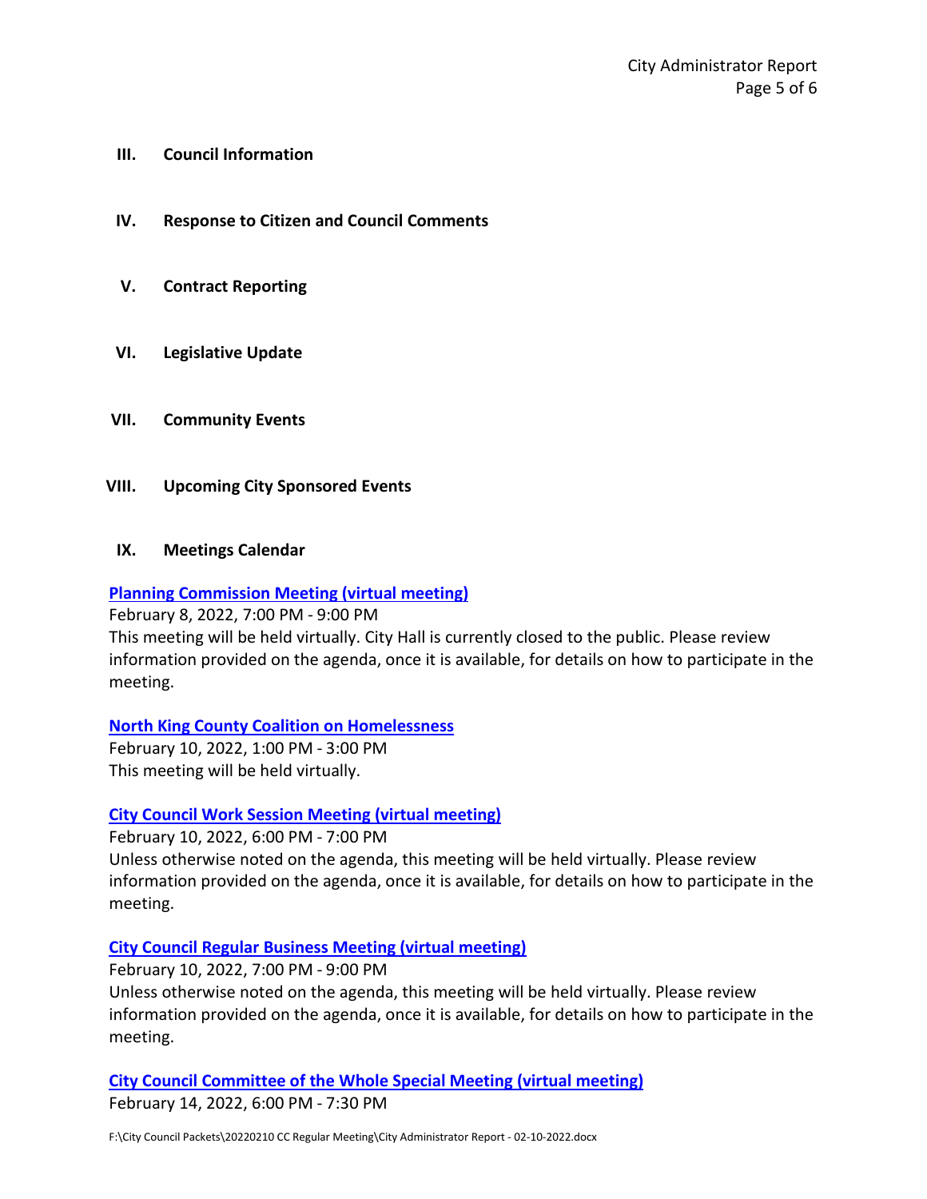## III. Council Information

## IV. Response to Citizen and Council Comments

## V. Contract Reporting

## VI. Legislative Update

## VII. Community Events

## VIII. Upcoming City Sponsored Events

## IX. Meetings Calendar

**Planning Commission Meeting (virtual meeting)**

February 8, 2022, 7:00 PM - 9:00 PM

This meeting will be held virtually. City Hall is currently closed to the public. Please review information provided on the agenda, once it is available, for details on how to participate in the meeting.

**North King County Coalition on Homelessness**

February 10, 2022, 1:00 PM - 3:00 PM

This meeting will be held virtually.

**City Council Work Session Meeting (virtual meeting)**

February 10, 2022, 6:00 PM - 7:00 PM

Unless otherwise noted on the agenda, this meeting will be held virtually. Please review information provided on the agenda, once it is available, for details on how to participate in the meeting.

**City Council Regular Business Meeting (virtual meeting)**

February 10, 2022, 7:00 PM - 9:00 PM

Unless otherwise noted on the agenda, this meeting will be held virtually. Please review information provided on the agenda, once it is available, for details on how to participate in the meeting.

**City Council Committee of the Whole Special Meeting (virtual meeting)**

February 14, 2022, 6:00 PM - 7:30 PM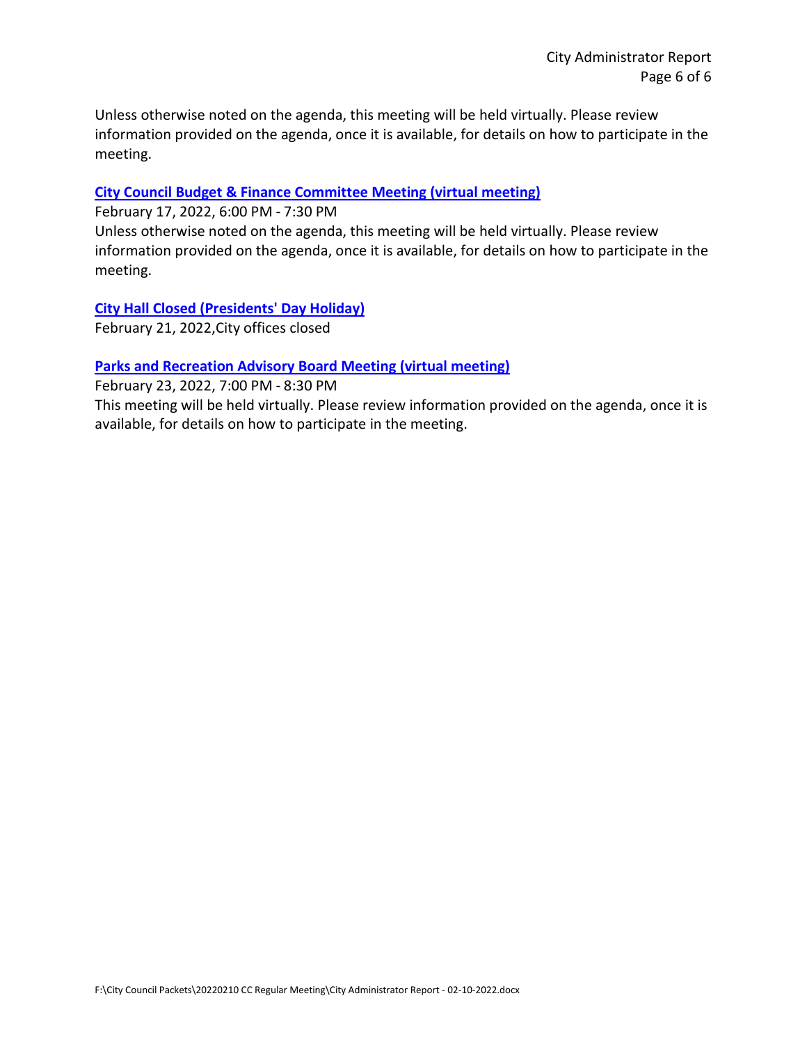Unless otherwise noted on the agenda, this meeting will be held virtually. Please review information provided on the agenda, once it is available, for details on how to participate in the meeting.

**City Council Budget & Finance Committee Meeting (virtual meeting)**

February 17, 2022, 6:00 PM - 7:30 PM

Unless otherwise noted on the agenda, this meeting will be held virtually. Please review information provided on the agenda, once it is available, for details on how to participate in the meeting.

**City Hall Closed (Presidents' Day Holiday)**

February 21, 2022,City offices closed

**Parks and Recreation Advisory Board Meeting (virtual meeting)**

February 23, 2022, 7:00 PM - 8:30 PM

This meeting will be held virtually. Please review information provided on the agenda, once it is available, for details on how to participate in the meeting.